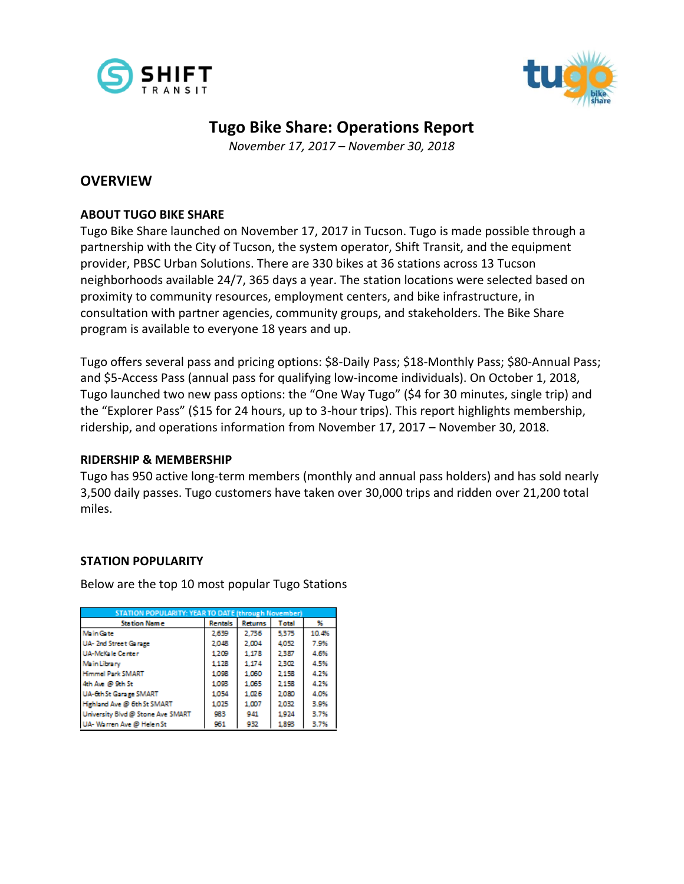# Tugo Bike Share: Operations Report

*November 17, 2017 – November 30, 2018*

## OVERVIEW

### ABOUT TUGO BIKE SHARE

Tugo Bike Share launched on November 17, 2017 in Tucson. Tugo is made possible through a partnership with the City of Tucson, the system operator, Shift Transit, and the equipment provider, PBSC Urban Solutions. There are 330 bikes at 36 stations across 13 Tucson neighborhoods available 24/7, 365 days a year. The station locations were selected based on proximity to community resources, employment centers, and bike infrastructure, in consultation with partner agencies, community groups, and stakeholders. The Bike Share program is available to everyone 18 years and up.

Tugo offers several pass and pricing options: $8-Daily Pass; $18-Monthly Pass; $80-Annual Pass; and $5-Access Pass (annual pass for qualifying low-income individuals). On October 1, 2018, Tugo launched two new pass options: the "One Way Tugo" ($4 for 30 minutes, single trip) and the "Explorer Pass" ($15 for 24 hours, up to 3-hour trips). This report highlights membership, ridership, and operations information from November 17, 2017 – November 30, 2018.

### RIDERSHIP & MEMBERSHIP

Tugo has 950 active long-term members (monthly and annual pass holders) and has sold nearly 3,500 daily passes. Tugo customers have taken over 30,000 trips and ridden over 21,200 total miles.

### STATION POPULARITY

Below are the top 10 most popular Tugo Stations

| STATION POPULARITY: YEAR TO DATE (through November) | | | | |
|---|---|---|---|---|
| Station Name | Rentals | Returns | Total | % |
| Main Gate | 2,639 | 2,736 | 5,375 | 10.4% |
| UA- 2nd Street Garage | 2,048 | 2,004 | 4,052 | 7.9% |
| UA-McKale Center | 1,209 | 1,178 | 2,387 | 4.6% |
| Main Library | 1,128 | 1,174 | 2,302 | 4.5% |
| Himmel Park SMART | 1,098 | 1,060 | 2,158 | 4.2% |
| 4th Ave @ 9th St | 1,093 | 1,065 | 2,158 | 4.2% |
| UA-6th St Garage SMART | 1,054 | 1,026 | 2,080 | 4.0% |
| Highland Ave @ 6th St SMART | 1,025 | 1,007 | 2,032 | 3.9% |
| University Blvd @ Stone Ave SMART | 983 | 941 | 1,924 | 3.7% |
| UA- Warren Ave @ Helen St | 961 | 932 | 1,893 | 3.7% |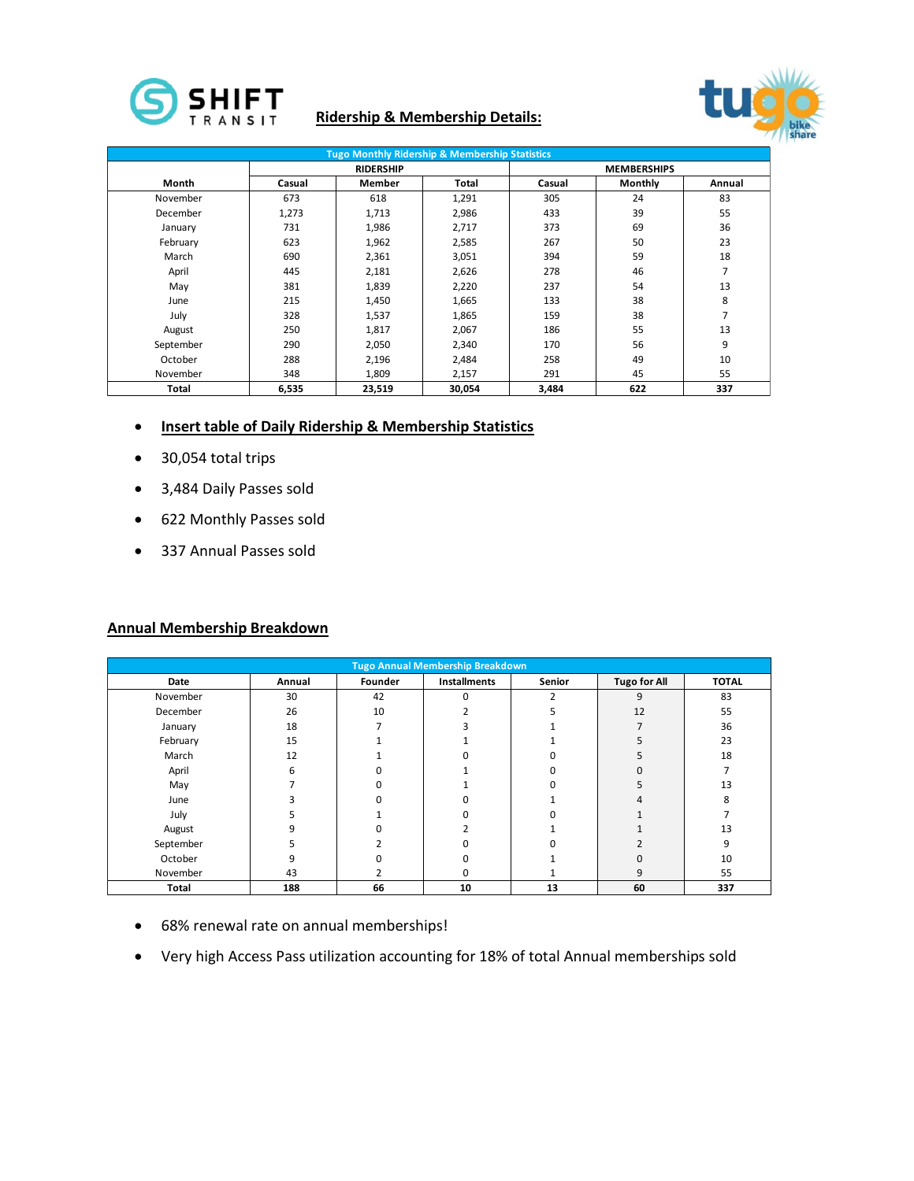## Ridership & Membership Details:

| Tugo Monthly Ridership & Membership Statistics | | | | | | |
|---|---|---|---|---|---|---|
| | RIDERSHIP | | | MEMBERSHIPS | | |
| Month | Casual | Member | Total | Casual | Monthly | Annual |
| November | 673 | 618 | 1,291 | 305 | 24 | 83 |
| December | 1,273 | 1,713 | 2,986 | 433 | 39 | 55 |
| January | 731 | 1,986 | 2,717 | 373 | 69 | 36 |
| February | 623 | 1,962 | 2,585 | 267 | 50 | 23 |
| March | 690 | 2,361 | 3,051 | 394 | 59 | 18 |
| April | 445 | 2,181 | 2,626 | 278 | 46 | 7 |
| May | 381 | 1,839 | 2,220 | 237 | 54 | 13 |
| June | 215 | 1,450 | 1,665 | 133 | 38 | 8 |
| July | 328 | 1,537 | 1,865 | 159 | 38 | 7 |
| August | 250 | 1,817 | 2,067 | 186 | 55 | 13 |
| September | 290 | 2,050 | 2,340 | 170 | 56 | 9 |
| October | 288 | 2,196 | 2,484 | 258 | 49 | 10 |
| November | 348 | 1,809 | 2,157 | 291 | 45 | 55 |
| **Total** | **6,535** | **23,519** | **30,054** | **3,484** | **622** | **337** |

- **Insert table of Daily Ridership & Membership Statistics**
- 30,054 total trips
- 3,484 Daily Passes sold
- 622 Monthly Passes sold
- 337 Annual Passes sold

## Annual Membership Breakdown

| Tugo Annual Membership Breakdown | | | | | | |
|---|---|---|---|---|---|---|
| Date | Annual | Founder | Installments | Senior | Tugo for All | TOTAL |
| November | 30 | 42 | 0 | 2 | 9 | 83 |
| December | 26 | 10 | 2 | 5 | 12 | 55 |
| January | 18 | 7 | 3 | 1 | 7 | 36 |
| February | 15 | 1 | 1 | 1 | 5 | 23 |
| March | 12 | 1 | 0 | 0 | 5 | 18 |
| April | 6 | 0 | 1 | 0 | 0 | 7 |
| May | 7 | 0 | 1 | 0 | 5 | 13 |
| June | 3 | 0 | 0 | 1 | 4 | 8 |
| July | 5 | 1 | 0 | 0 | 1 | 7 |
| August | 9 | 0 | 2 | 1 | 1 | 13 |
| September | 5 | 2 | 0 | 0 | 2 | 9 |
| October | 9 | 0 | 0 | 1 | 0 | 10 |
| November | 43 | 2 | 0 | 1 | 9 | 55 |
| **Total** | **188** | **66** | **10** | **13** | **60** | **337** |

- 68% renewal rate on annual memberships!
- Very high Access Pass utilization accounting for 18% of total Annual memberships sold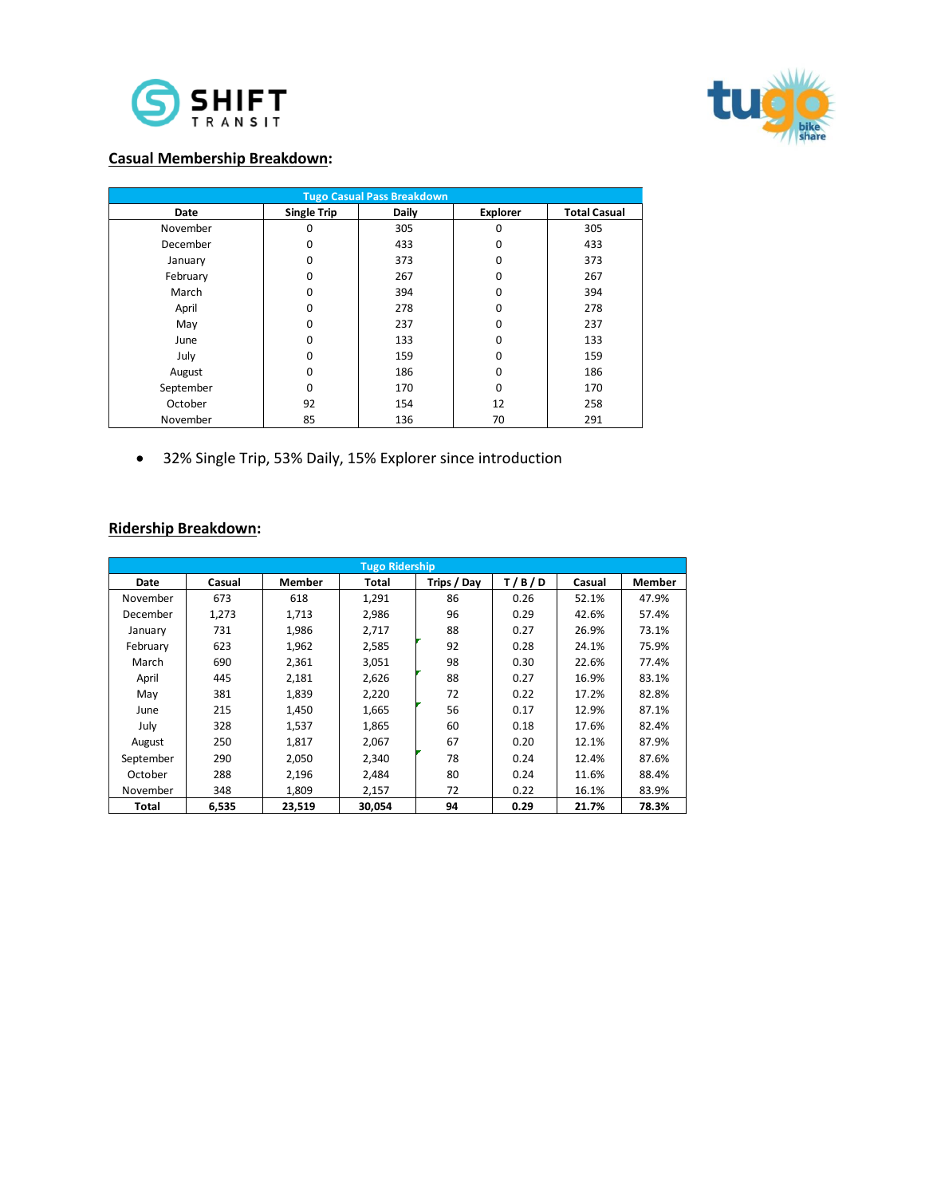## Casual Membership Breakdown:

| Tugo Casual Pass Breakdown | | | | |
|---|---|---|---|---|
| Date | Single Trip | Daily | Explorer | Total Casual |
| November | 0 | 305 | 0 | 305 |
| December | 0 | 433 | 0 | 433 |
| January | 0 | 373 | 0 | 373 |
| February | 0 | 267 | 0 | 267 |
| March | 0 | 394 | 0 | 394 |
| April | 0 | 278 | 0 | 278 |
| May | 0 | 237 | 0 | 237 |
| June | 0 | 133 | 0 | 133 |
| July | 0 | 159 | 0 | 159 |
| August | 0 | 186 | 0 | 186 |
| September | 0 | 170 | 0 | 170 |
| October | 92 | 154 | 12 | 258 |
| November | 85 | 136 | 70 | 291 |

- 32% Single Trip, 53% Daily, 15% Explorer since introduction

## Ridership Breakdown:

| Tugo Ridership | | | | | | | |
|---|---|---|---|---|---|---|---|
| Date | Casual | Member | Total | Trips / Day | T / B / D | Casual | Member |
| November | 673 | 618 | 1,291 | 86 | 0.26 | 52.1% | 47.9% |
| December | 1,273 | 1,713 | 2,986 | 96 | 0.29 | 42.6% | 57.4% |
| January | 731 | 1,986 | 2,717 | 88 | 0.27 | 26.9% | 73.1% |
| February | 623 | 1,962 | 2,585 | 92 | 0.28 | 24.1% | 75.9% |
| March | 690 | 2,361 | 3,051 | 98 | 0.30 | 22.6% | 77.4% |
| April | 445 | 2,181 | 2,626 | 88 | 0.27 | 16.9% | 83.1% |
| May | 381 | 1,839 | 2,220 | 72 | 0.22 | 17.2% | 82.8% |
| June | 215 | 1,450 | 1,665 | 56 | 0.17 | 12.9% | 87.1% |
| July | 328 | 1,537 | 1,865 | 60 | 0.18 | 17.6% | 82.4% |
| August | 250 | 1,817 | 2,067 | 67 | 0.20 | 12.1% | 87.9% |
| September | 290 | 2,050 | 2,340 | 78 | 0.24 | 12.4% | 87.6% |
| October | 288 | 2,196 | 2,484 | 80 | 0.24 | 11.6% | 88.4% |
| November | 348 | 1,809 | 2,157 | 72 | 0.22 | 16.1% | 83.9% |
| **Total** | **6,535** | **23,519** | **30,054** | **94** | **0.29** | **21.7%** | **78.3%** |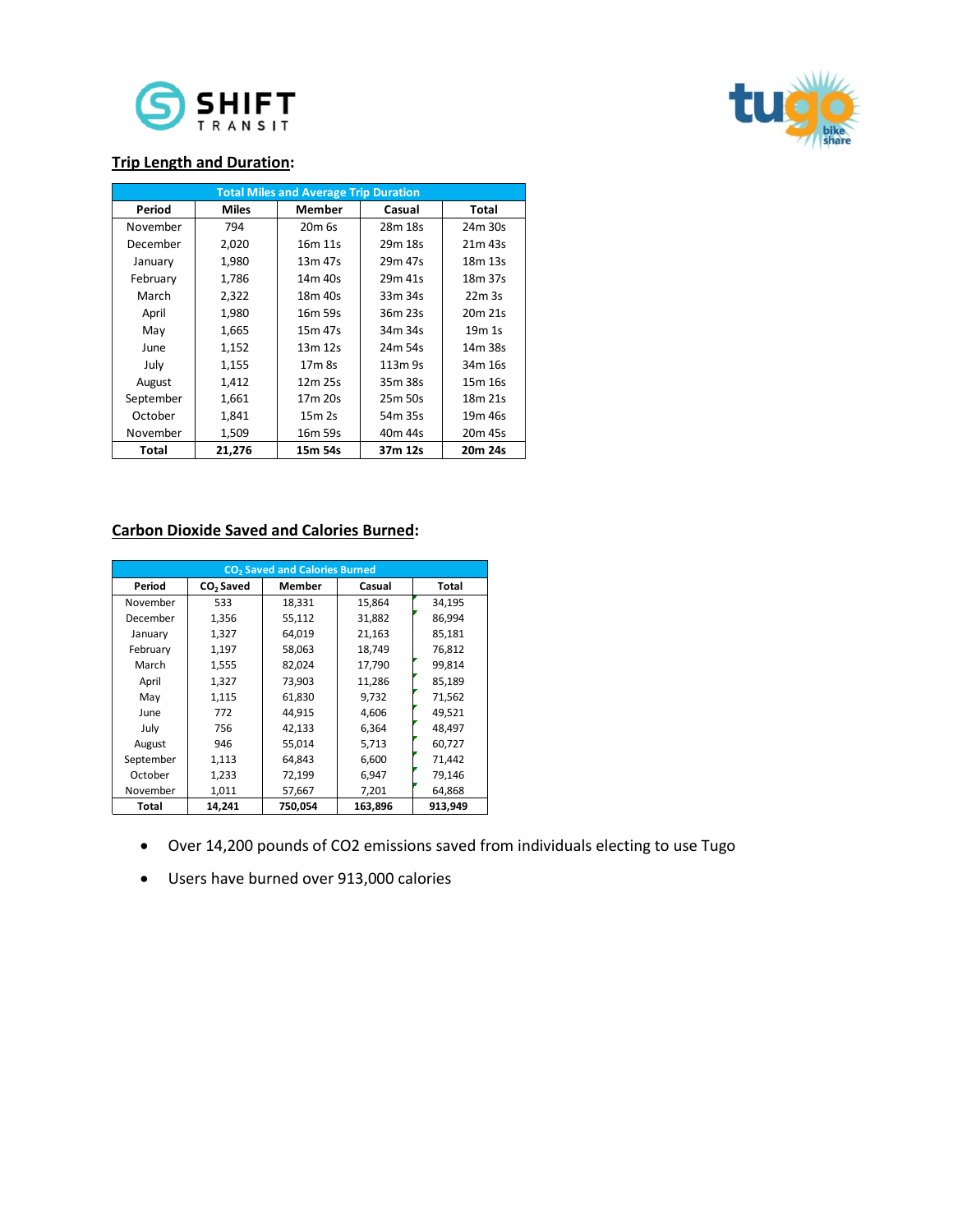## Trip Length and Duration:

| Total Miles and Average Trip Duration | | | | |
|---|---|---|---|---|
| Period | Miles | Member | Casual | Total |
| November | 794 | 20m 6s | 28m 18s | 24m 30s |
| December | 2,020 | 16m 11s | 29m 18s | 21m 43s |
| January | 1,980 | 13m 47s | 29m 47s | 18m 13s |
| February | 1,786 | 14m 40s | 29m 41s | 18m 37s |
| March | 2,322 | 18m 40s | 33m 34s | 22m 3s |
| April | 1,980 | 16m 59s | 36m 23s | 20m 21s |
| May | 1,665 | 15m 47s | 34m 34s | 19m 1s |
| June | 1,152 | 13m 12s | 24m 54s | 14m 38s |
| July | 1,155 | 17m 8s | 113m 9s | 34m 16s |
| August | 1,412 | 12m 25s | 35m 38s | 15m 16s |
| September | 1,661 | 17m 20s | 25m 50s | 18m 21s |
| October | 1,841 | 15m 2s | 54m 35s | 19m 46s |
| November | 1,509 | 16m 59s | 40m 44s | 20m 45s |
| **Total** | **21,276** | **15m 54s** | **37m 12s** | **20m 24s** |

## Carbon Dioxide Saved and Calories Burned:

| $CO_2$ Saved and Calories Burned | | | | |
|---|---|---|---|---|
| Period | $CO_2$ Saved | Member | Casual | Total |
| November | 533 | 18,331 | 15,864 | 34,195 |
| December | 1,356 | 55,112 | 31,882 | 86,994 |
| January | 1,327 | 64,019 | 21,163 | 85,181 |
| February | 1,197 | 58,063 | 18,749 | 76,812 |
| March | 1,555 | 82,024 | 17,790 | 99,814 |
| April | 1,327 | 73,903 | 11,286 | 85,189 |
| May | 1,115 | 61,830 | 9,732 | 71,562 |
| June | 772 | 44,915 | 4,606 | 49,521 |
| July | 756 | 42,133 | 6,364 | 48,497 |
| August | 946 | 55,014 | 5,713 | 60,727 |
| September | 1,113 | 64,843 | 6,600 | 71,442 |
| October | 1,233 | 72,199 | 6,947 | 79,146 |
| November | 1,011 | 57,667 | 7,201 | 64,868 |
| **Total** | **14,241** | **750,054** | **163,896** | **913,949** |

- Over 14,200 pounds of CO2 emissions saved from individuals electing to use Tugo
- Users have burned over 913,000 calories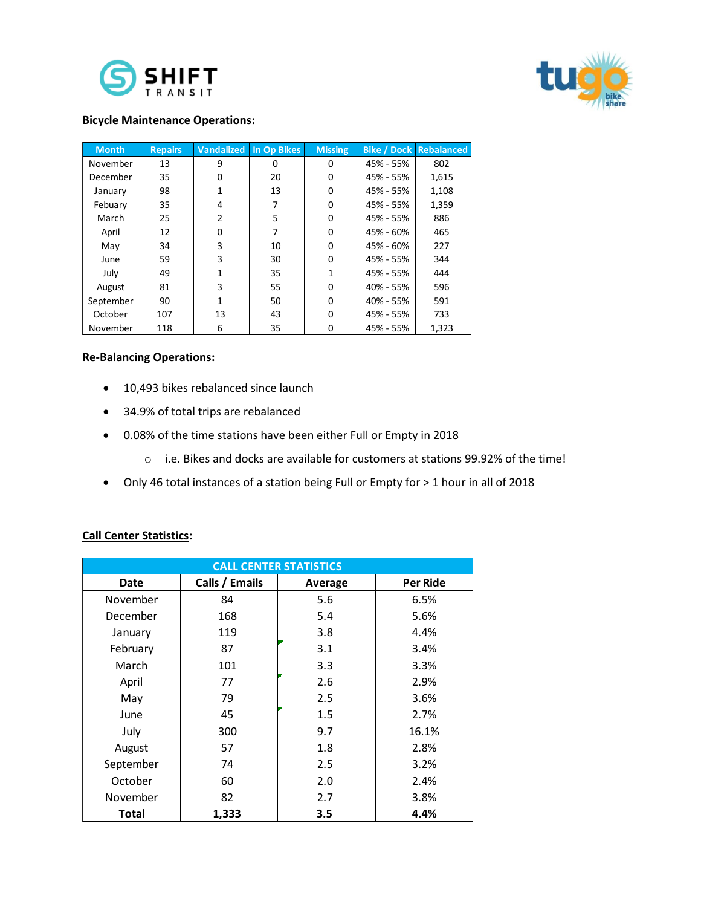**Bicycle Maintenance Operations:**

| Month | Repairs | Vandalized | In Op Bikes | Missing | Bike / Dock | Rebalanced |
|---|---|---|---|---|---|---|
| November | 13 | 9 | 0 | 0 | 45% - 55% | 802 |
| December | 35 | 0 | 20 | 0 | 45% - 55% | 1,615 |
| January | 98 | 1 | 13 | 0 | 45% - 55% | 1,108 |
| Febuary | 35 | 4 | 7 | 0 | 45% - 55% | 1,359 |
| March | 25 | 2 | 5 | 0 | 45% - 55% | 886 |
| April | 12 | 0 | 7 | 0 | 45% - 60% | 465 |
| May | 34 | 3 | 10 | 0 | 45% - 60% | 227 |
| June | 59 | 3 | 30 | 0 | 45% - 55% | 344 |
| July | 49 | 1 | 35 | 1 | 45% - 55% | 444 |
| August | 81 | 3 | 55 | 0 | 40% - 55% | 596 |
| September | 90 | 1 | 50 | 0 | 40% - 55% | 591 |
| October | 107 | 13 | 43 | 0 | 45% - 55% | 733 |
| November | 118 | 6 | 35 | 0 | 45% - 55% | 1,323 |

**Re-Balancing Operations:**

- 10,493 bikes rebalanced since launch
- 34.9% of total trips are rebalanced
- 0.08% of the time stations have been either Full or Empty in 2018
  - i.e. Bikes and docks are available for customers at stations 99.92% of the time!
- Only 46 total instances of a station being Full or Empty for > 1 hour in all of 2018

**Call Center Statistics:**

| CALL CENTER STATISTICS | | | |
|---|---|---|---|
| **Date** | **Calls / Emails** | **Average** | **Per Ride** |
| November | 84 | 5.6 | 6.5% |
| December | 168 | 5.4 | 5.6% |
| January | 119 | 3.8 | 4.4% |
| February | 87 | 3.1 | 3.4% |
| March | 101 | 3.3 | 3.3% |
| April | 77 | 2.6 | 2.9% |
| May | 79 | 2.5 | 3.6% |
| June | 45 | 1.5 | 2.7% |
| July | 300 | 9.7 | 16.1% |
| August | 57 | 1.8 | 2.8% |
| September | 74 | 2.5 | 3.2% |
| October | 60 | 2.0 | 2.4% |
| November | 82 | 2.7 | 3.8% |
| **Total** | **1,333** | **3.5** | **4.4%** |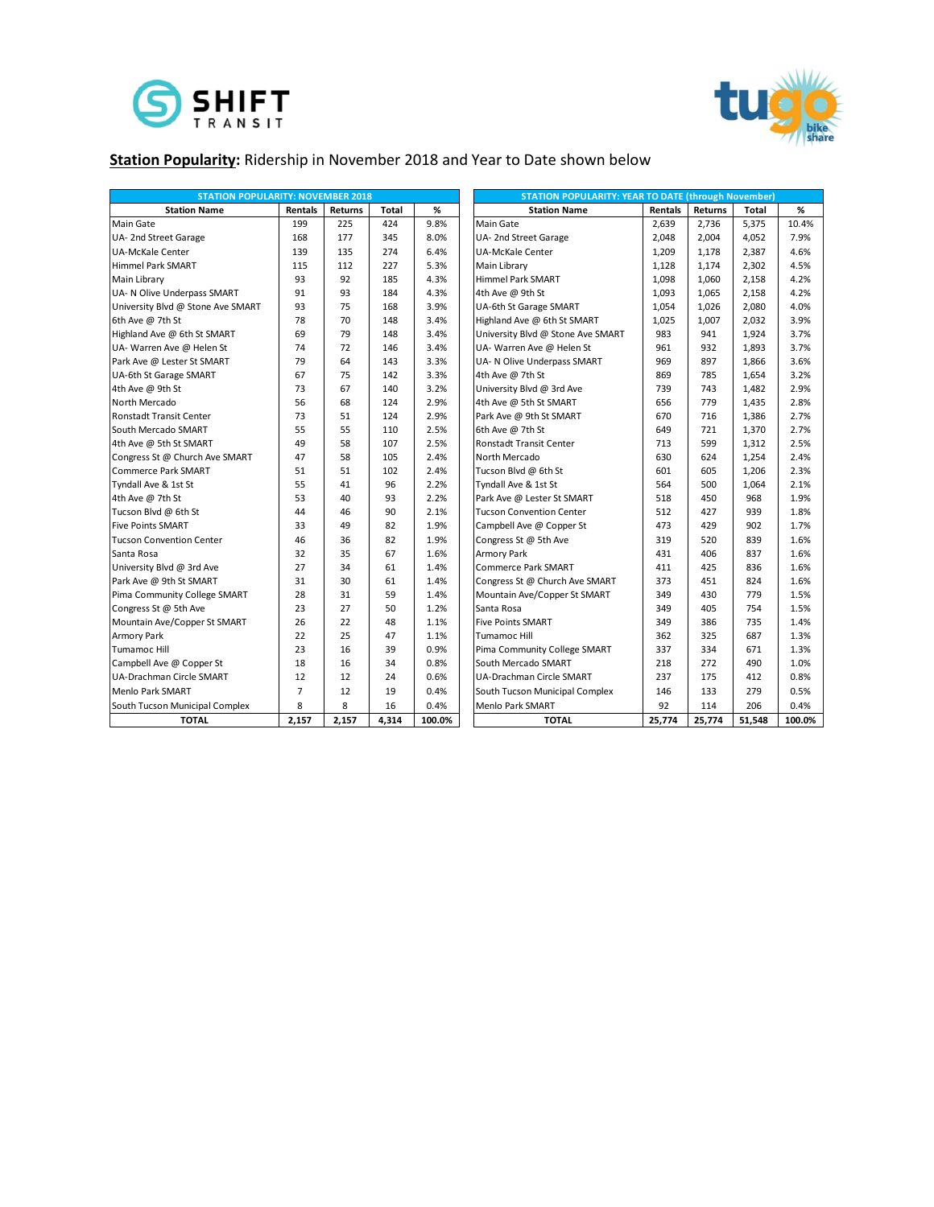SHIFT TRANSIT

tugo bike share

**Station Popularity:** Ridership in November 2018 and Year to Date shown below

| STATION POPULARITY: NOVEMBER 2018 | | | | |
|---|---|---|---|---|
| **Station Name** | **Rentals** | **Returns** | **Total** | **%** |
| Main Gate | 199 | 225 | 424 | 9.8% |
| UA- 2nd Street Garage | 168 | 177 | 345 | 8.0% |
| UA-McKale Center | 139 | 135 | 274 | 6.4% |
| Himmel Park SMART | 115 | 112 | 227 | 5.3% |
| Main Library | 93 | 92 | 185 | 4.3% |
| UA- N Olive Underpass SMART | 91 | 93 | 184 | 4.3% |
| University Blvd @ Stone Ave SMART | 93 | 75 | 168 | 3.9% |
| 6th Ave @ 7th St | 78 | 70 | 148 | 3.4% |
| Highland Ave @ 6th St SMART | 69 | 79 | 148 | 3.4% |
| UA- Warren Ave @ Helen St | 74 | 72 | 146 | 3.4% |
| Park Ave @ Lester St SMART | 79 | 64 | 143 | 3.3% |
| UA-6th St Garage SMART | 67 | 75 | 142 | 3.3% |
| 4th Ave @ 9th St | 73 | 67 | 140 | 3.2% |
| North Mercado | 56 | 68 | 124 | 2.9% |
| Ronstadt Transit Center | 73 | 51 | 124 | 2.9% |
| South Mercado SMART | 55 | 55 | 110 | 2.5% |
| 4th Ave @ 5th St SMART | 49 | 58 | 107 | 2.5% |
| Congress St @ Church Ave SMART | 47 | 58 | 105 | 2.4% |
| Commerce Park SMART | 51 | 51 | 102 | 2.4% |
| Tyndall Ave & 1st St | 55 | 41 | 96 | 2.2% |
| 4th Ave @ 7th St | 53 | 40 | 93 | 2.2% |
| Tucson Blvd @ 6th St | 44 | 46 | 90 | 2.1% |
| Five Points SMART | 33 | 49 | 82 | 1.9% |
| Tucson Convention Center | 46 | 36 | 82 | 1.9% |
| Santa Rosa | 32 | 35 | 67 | 1.6% |
| University Blvd @ 3rd Ave | 27 | 34 | 61 | 1.4% |
| Park Ave @ 9th St SMART | 31 | 30 | 61 | 1.4% |
| Pima Community College SMART | 28 | 31 | 59 | 1.4% |
| Congress St @ 5th Ave | 23 | 27 | 50 | 1.2% |
| Mountain Ave/Copper St SMART | 26 | 22 | 48 | 1.1% |
| Armory Park | 22 | 25 | 47 | 1.1% |
| Tumamoc Hill | 23 | 16 | 39 | 0.9% |
| Campbell Ave @ Copper St | 18 | 16 | 34 | 0.8% |
| UA-Drachman Circle SMART | 12 | 12 | 24 | 0.6% |
| Menlo Park SMART | 7 | 12 | 19 | 0.4% |
| South Tucson Municipal Complex | 8 | 8 | 16 | 0.4% |
| **TOTAL** | **2,157** | **2,157** | **4,314** | **100.0%** |

| STATION POPULARITY: YEAR TO DATE (through November) | | | | |
|---|---|---|---|---|
| **Station Name** | **Rentals** | **Returns** | **Total** | **%** |
| Main Gate | 2,639 | 2,736 | 5,375 | 10.4% |
| UA- 2nd Street Garage | 2,048 | 2,004 | 4,052 | 7.9% |
| UA-McKale Center | 1,209 | 1,178 | 2,387 | 4.6% |
| Main Library | 1,128 | 1,174 | 2,302 | 4.5% |
| Himmel Park SMART | 1,098 | 1,060 | 2,158 | 4.2% |
| 4th Ave @ 9th St | 1,093 | 1,065 | 2,158 | 4.2% |
| UA-6th St Garage SMART | 1,054 | 1,026 | 2,080 | 4.0% |
| Highland Ave @ 6th St SMART | 1,025 | 1,007 | 2,032 | 3.9% |
| University Blvd @ Stone Ave SMART | 983 | 941 | 1,924 | 3.7% |
| UA- Warren Ave @ Helen St | 961 | 932 | 1,893 | 3.7% |
| UA- N Olive Underpass SMART | 969 | 897 | 1,866 | 3.6% |
| 4th Ave @ 7th St | 869 | 785 | 1,654 | 3.2% |
| University Blvd @ 3rd Ave | 739 | 743 | 1,482 | 2.9% |
| 4th Ave @ 5th St SMART | 656 | 779 | 1,435 | 2.8% |
| Park Ave @ 9th St SMART | 670 | 716 | 1,386 | 2.7% |
| 6th Ave @ 7th St | 649 | 721 | 1,370 | 2.7% |
| Ronstadt Transit Center | 713 | 599 | 1,312 | 2.5% |
| North Mercado | 630 | 624 | 1,254 | 2.4% |
| Tucson Blvd @ 6th St | 601 | 605 | 1,206 | 2.3% |
| Tyndall Ave & 1st St | 564 | 500 | 1,064 | 2.1% |
| Park Ave @ Lester St SMART | 518 | 450 | 968 | 1.9% |
| Tucson Convention Center | 512 | 427 | 939 | 1.8% |
| Campbell Ave @ Copper St | 473 | 429 | 902 | 1.7% |
| Congress St @ 5th Ave | 319 | 520 | 839 | 1.6% |
| Armory Park | 431 | 406 | 837 | 1.6% |
| Commerce Park SMART | 411 | 425 | 836 | 1.6% |
| Congress St @ Church Ave SMART | 373 | 451 | 824 | 1.6% |
| Mountain Ave/Copper St SMART | 349 | 430 | 779 | 1.5% |
| Santa Rosa | 349 | 405 | 754 | 1.5% |
| Five Points SMART | 349 | 386 | 735 | 1.4% |
| Tumamoc Hill | 362 | 325 | 687 | 1.3% |
| Pima Community College SMART | 337 | 334 | 671 | 1.3% |
| South Mercado SMART | 218 | 272 | 490 | 1.0% |
| UA-Drachman Circle SMART | 237 | 175 | 412 | 0.8% |
| South Tucson Municipal Complex | 146 | 133 | 279 | 0.5% |
| Menlo Park SMART | 92 | 114 | 206 | 0.4% |
| **TOTAL** | **25,774** | **25,774** | **51,548** | **100.0%** |